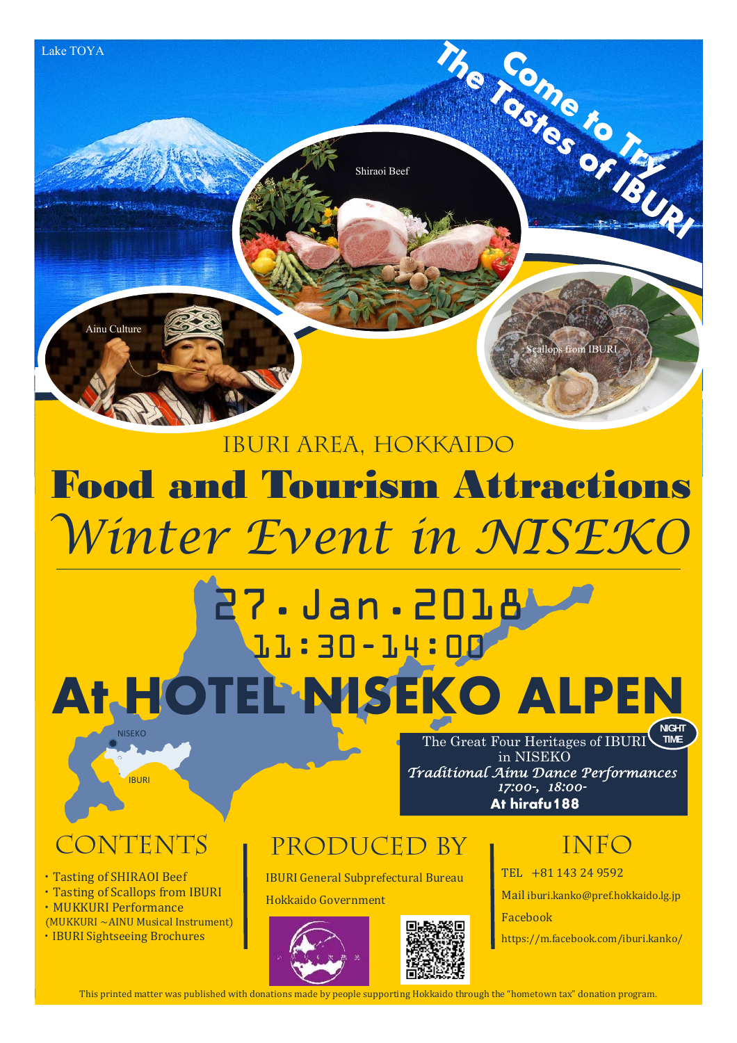Lake TOYA

**The Tastes of IBURI Come to Try**

Shiraoi Beef

Ainu Culture

Scallops from IBURI

IBURI AREA, HOKKAIDO

# Food and Tourism Attractions

## *Winter Event in NISEKO*

# 27.Jan.2018

## 11:30-14:00

# At HOTEL NISEKO ALPEN

NISEKO

IBURI

**NIGHT TIME**

The Great Four Heritages of IBURI in NISEKO

*Traditional Ainu Dance Performances*

*17:00-, 18:00-*

**At hirafu188**

## CONTENTS

- Tasting of SHIRAOI Beef
- Tasting of Scallops from IBURI
- MUKKURI Performance (MUKKURI ~AINU Musical Instrument)
- IBURI Sightseeing Brochures

## PRODUCED BY

IBURI General Subprefectural Bureau

Hokkaido Government

## INFO

TEL +81 143 24 9592

Mail iburi.kanko@pref.hokkaido.lg.jp

Facebook

https://m.facebook.com/iburi.kanko/

This printed matter was published with donations made by people supporting Hokkaido through the "hometown tax" donation program.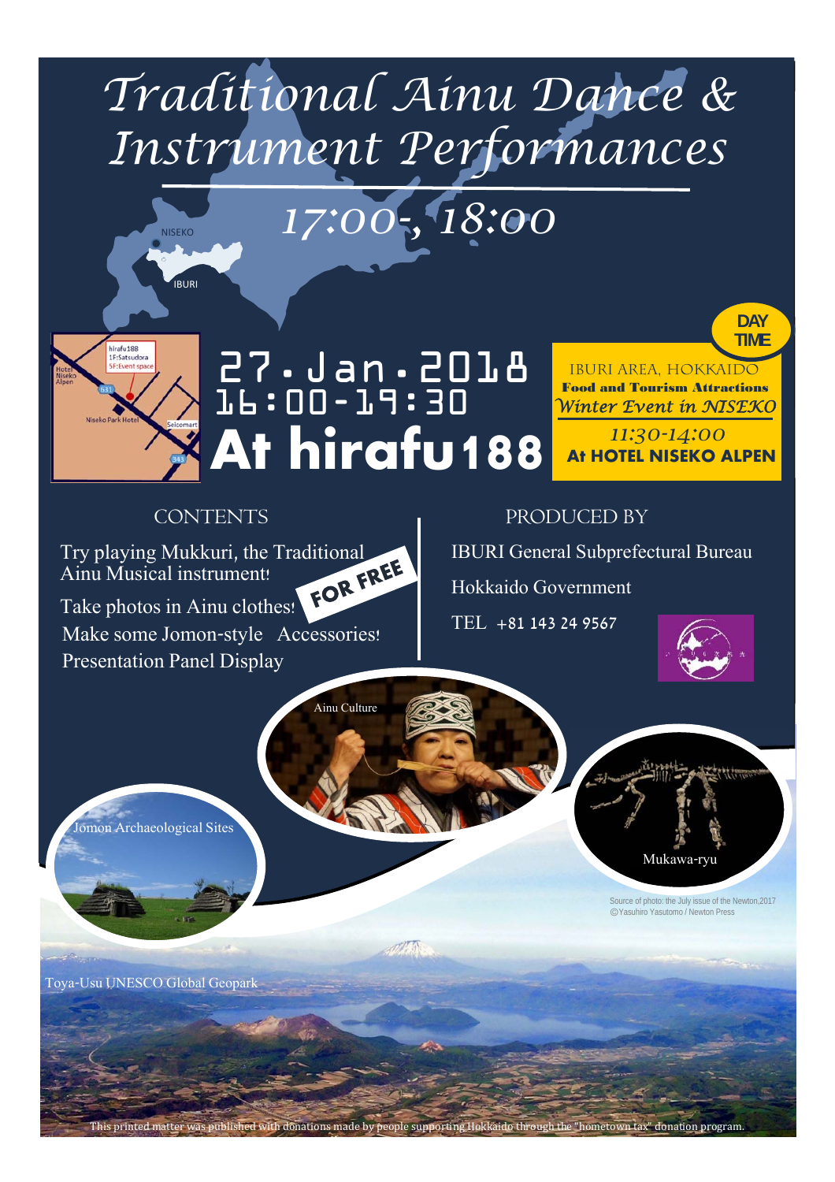# Traditional Ainu Dance & Instrument Performances

## 17:00-, 18:00

NISEKO

IBURI

hirafu188
1F:Satsudora
5F:Event space

Hotel Niseko Alpen

Niseko Park Hotel

Seicomart

631

343

# 27.Jan.2018

## 16:00-19:30

# At hirafu188

DAY TIME

IBURI AREA, HOKKAIDO

**Food and Tourism Attractions**

*Winter Event in NISEKO*

*11:30-14:00*

**At HOTEL NISEKO ALPEN**

## CONTENTS

Try playing Mukkuri, the Traditional Ainu Musical instrument!

Take photos in Ainu clothes!

**FOR FREE**

Make some Jomon-style Accessories!

Presentation Panel Display

## PRODUCED BY

IBURI General Subprefectural Bureau

Hokkaido Government

TEL +81 143 24 9567

Ainu Culture

Jomon Archaeological Sites

Mukawa-ryu

Source of photo: the July issue of the Newton,2017
©Yasuhiro Yasutomo / Newton Press

Toya-Usu UNESCO Global Geopark

This printed matter was published with donations made by people supporting Hokkaido through the "hometown tax" donation program.